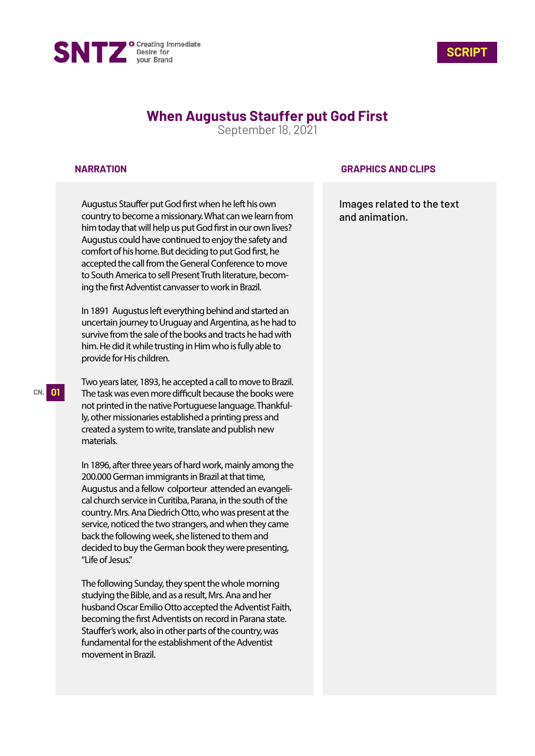SNTZ Creating Immediate Desire for your Brand

**SCRIPT**

# When Augustus Stauffer put God First

September 18, 2021

| NARRATION | GRAPHICS AND CLIPS |
| --- | --- |
| Augustus Stauffer put God first when he left his own country to become a missionary. What can we learn from him today that will help us put God first in our own lives? Augustus could have continued to enjoy the safety and comfort of his home. But deciding to put God first, he accepted the call from the General Conference to move to South America to sell Present Truth literature, becoming the first Adventist canvasser to work in Brazil.<br><br>In 1891 Augustus left everything behind and started an uncertain journey to Uruguay and Argentina, as he had to survive from the sale of the books and tracts he had with him. He did it while trusting in Him who is fully able to provide for His children.<br><br>**CN. 01** Two years later, 1893, he accepted a call to move to Brazil. The task was even more difficult because the books were not printed in the native Portuguese language. Thankfully, other missionaries established a printing press and created a system to write, translate and publish new materials.<br><br>In 1896, after three years of hard work, mainly among the 200.000 German immigrants in Brazil at that time, Augustus and a fellow colporteur attended an evangelical church service in Curitiba, Parana, in the south of the country. Mrs. Ana Diedrich Otto, who was present at the service, noticed the two strangers, and when they came back the following week, she listened to them and decided to buy the German book they were presenting, "Life of Jesus."<br><br>The following Sunday, they spent the whole morning studying the Bible, and as a result, Mrs. Ana and her husband Oscar Emilio Otto accepted the Adventist Faith, becoming the first Adventists on record in Parana state. Stauffer's work, also in other parts of the country, was fundamental for the establishment of the Adventist movement in Brazil. | Images related to the text and animation. |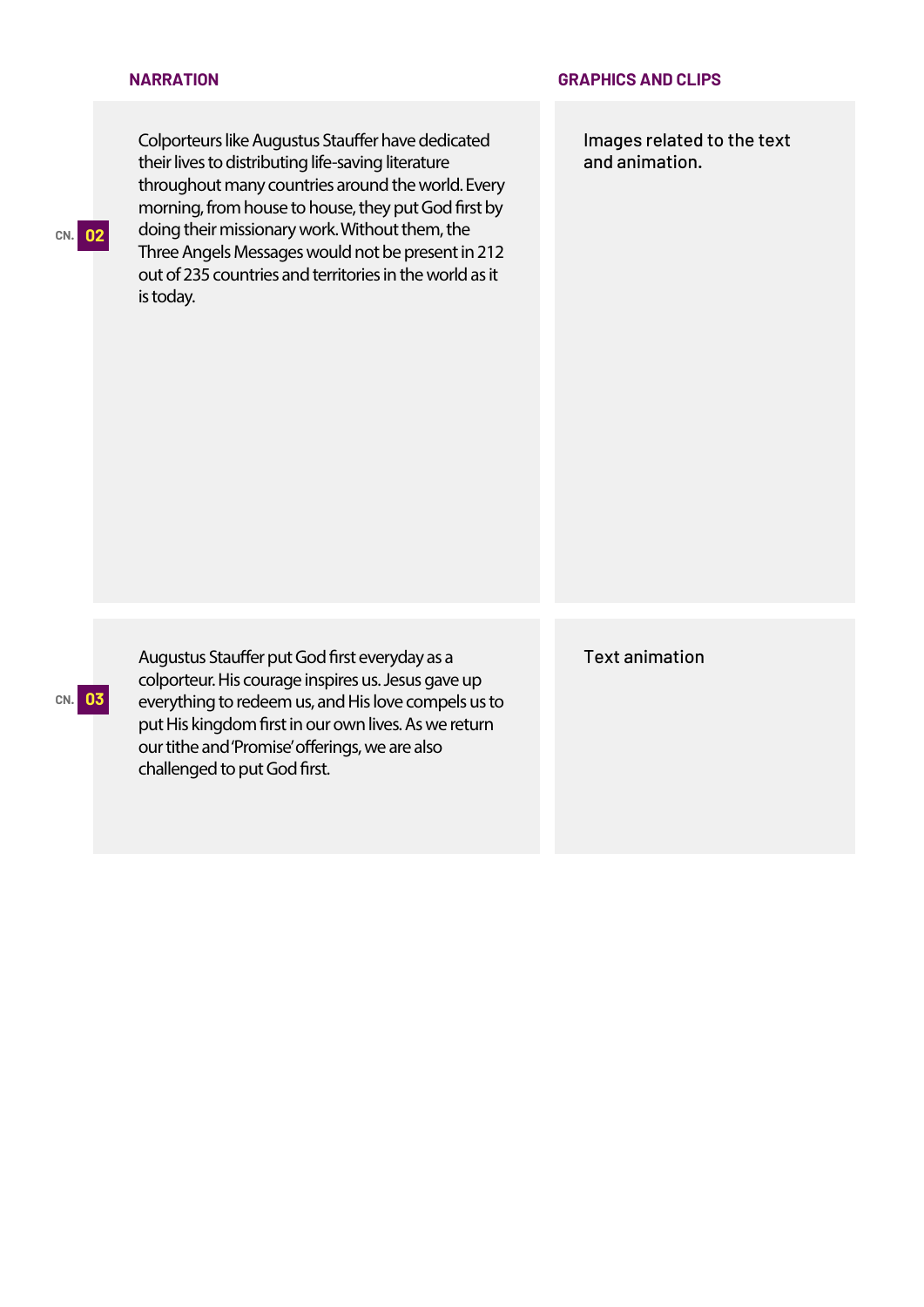| CN. | NARRATION | GRAPHICS AND CLIPS |
|---|---|---|
| 02 | Colporteurs like Augustus Stauffer have dedicated their lives to distributing life-saving literature throughout many countries around the world. Every morning, from house to house, they put God first by doing their missionary work. Without them, the Three Angels Messages would not be present in 212 out of 235 countries and territories in the world as it is today. | Images related to the text and animation. |
| 03 | Augustus Stauffer put God first everyday as a colporteur. His courage inspires us. Jesus gave up everything to redeem us, and His love compels us to put His kingdom first in our own lives. As we return our tithe and 'Promise' offerings, we are also challenged to put God first. | Text animation |